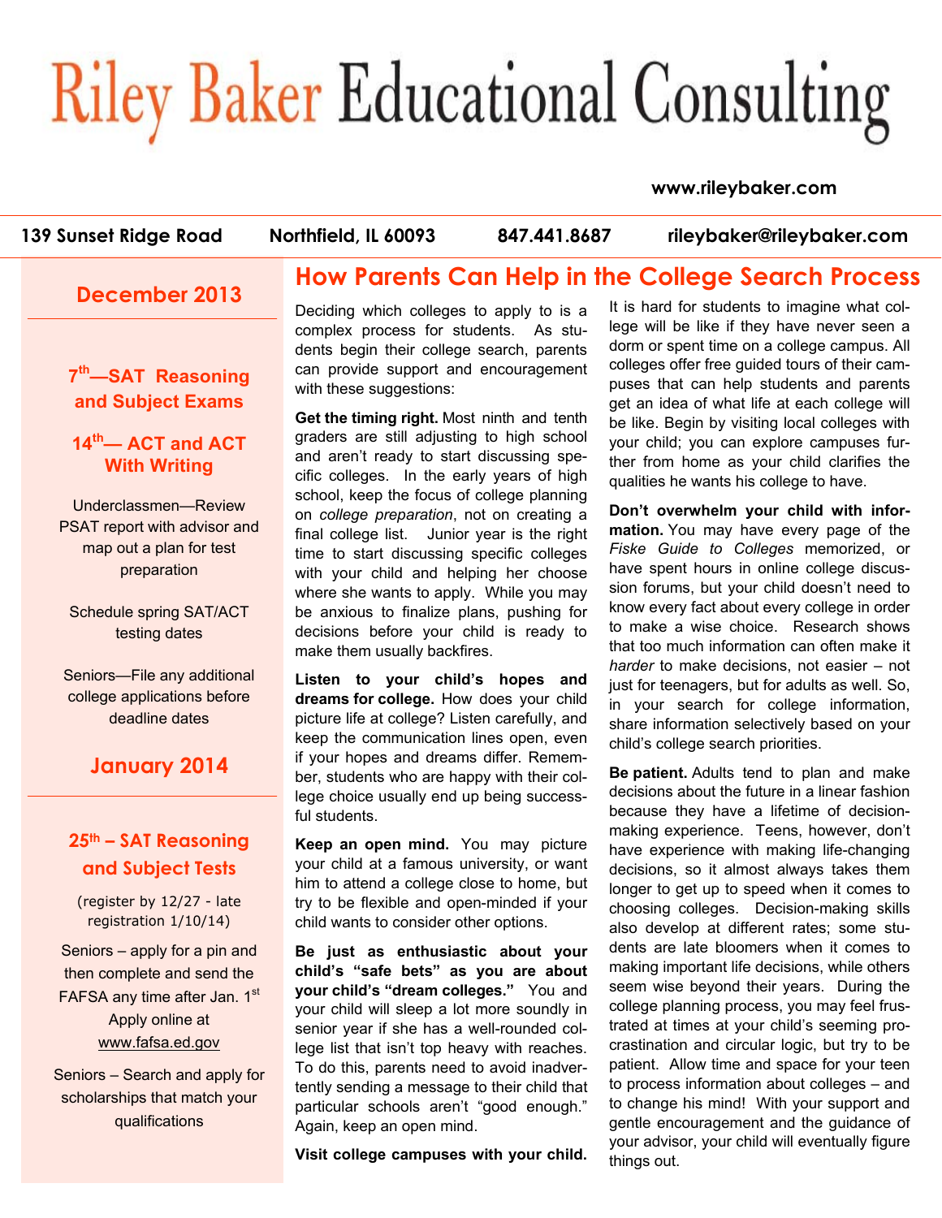# Riley Baker Educational Consulting

www.rileybaker.com

139 Sunset Ridge Road | Northfield, IL 60093 | 847.441.8687 | rileybaker@rileybaker.com

## December 2013

**7th—SAT Reasoning and Subject Exams**

**14th— ACT and ACT With Writing**

Underclassmen—Review PSAT report with advisor and map out a plan for test preparation

Schedule spring SAT/ACT testing dates

Seniors—File any additional college applications before deadline dates

## January 2014

**25th – SAT Reasoning and Subject Tests**

(register by 12/27 - late registration 1/10/14)

Seniors – apply for a pin and then complete and send the FAFSA any time after Jan. 1st Apply online at www.fafsa.ed.gov

Seniors – Search and apply for scholarships that match your qualifications

## How Parents Can Help in the College Search Process

Deciding which colleges to apply to is a complex process for students. As students begin their college search, parents can provide support and encouragement with these suggestions:

**Get the timing right.** Most ninth and tenth graders are still adjusting to high school and aren't ready to start discussing specific colleges. In the early years of high school, keep the focus of college planning on *college preparation*, not on creating a final college list. Junior year is the right time to start discussing specific colleges with your child and helping her choose where she wants to apply. While you may be anxious to finalize plans, pushing for decisions before your child is ready to make them usually backfires.

**Listen to your child's hopes and dreams for college.** How does your child picture life at college? Listen carefully, and keep the communication lines open, even if your hopes and dreams differ. Remember, students who are happy with their college choice usually end up being successful students.

**Keep an open mind.** You may picture your child at a famous university, or want him to attend a college close to home, but try to be flexible and open-minded if your child wants to consider other options.

**Be just as enthusiastic about your child's "safe bets" as you are about your child's "dream colleges."** You and your child will sleep a lot more soundly in senior year if she has a well-rounded college list that isn't top heavy with reaches. To do this, parents need to avoid inadvertently sending a message to their child that particular schools aren't "good enough." Again, keep an open mind.

**Visit college campuses with your child.** It is hard for students to imagine what college will be like if they have never seen a dorm or spent time on a college campus. All colleges offer free guided tours of their campuses that can help students and parents get an idea of what life at each college will be like. Begin by visiting local colleges with your child; you can explore campuses further from home as your child clarifies the qualities he wants his college to have.

**Don't overwhelm your child with information.** You may have every page of the *Fiske Guide to Colleges* memorized, or have spent hours in online college discussion forums, but your child doesn't need to know every fact about every college in order to make a wise choice. Research shows that too much information can often make it *harder* to make decisions, not easier – not just for teenagers, but for adults as well. So, in your search for college information, share information selectively based on your child's college search priorities.

**Be patient.** Adults tend to plan and make decisions about the future in a linear fashion because they have a lifetime of decision-making experience. Teens, however, don't have experience with making life-changing decisions, so it almost always takes them longer to get up to speed when it comes to choosing colleges. Decision-making skills also develop at different rates; some students are late bloomers when it comes to making important life decisions, while others seem wise beyond their years. During the college planning process, you may feel frustrated at times at your child's seeming procrastination and circular logic, but try to be patient. Allow time and space for your teen to process information about colleges – and to change his mind! With your support and gentle encouragement and the guidance of your advisor, your child will eventually figure things out.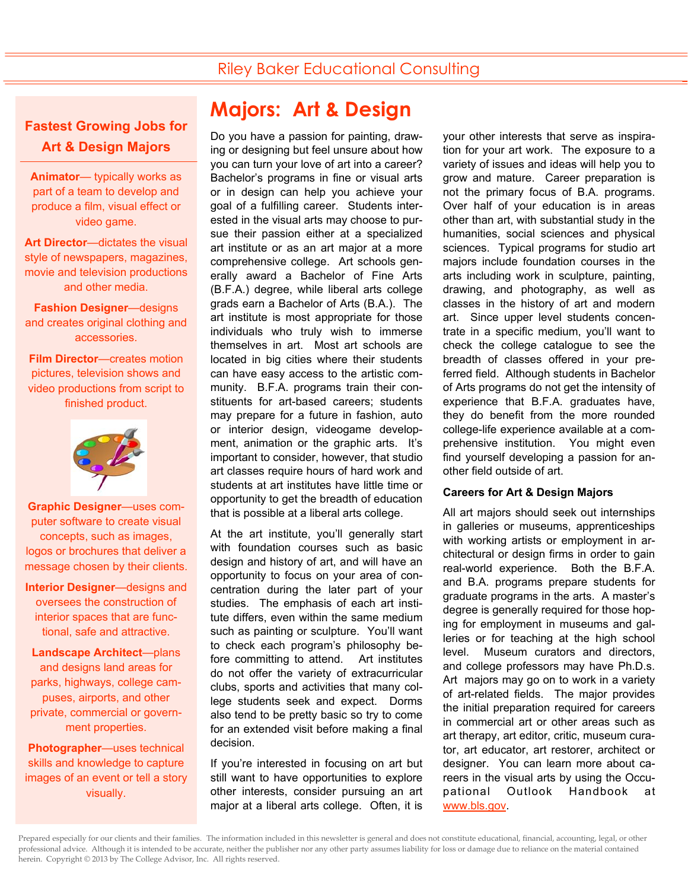# Majors: Art & Design

Do you have a passion for painting, drawing or designing but feel unsure about how you can turn your love of art into a career? Bachelor's programs in fine or visual arts or in design can help you achieve your goal of a fulfilling career. Students interested in the visual arts may choose to pursue their passion either at a specialized art institute or as an art major at a more comprehensive college. Art schools generally award a Bachelor of Fine Arts (B.F.A.) degree, while liberal arts college grads earn a Bachelor of Arts (B.A.). The art institute is most appropriate for those individuals who truly wish to immerse themselves in art. Most art schools are located in big cities where their students can have easy access to the artistic community. B.F.A. programs train their constituents for art-based careers; students may prepare for a future in fashion, auto or interior design, videogame development, animation or the graphic arts. It's important to consider, however, that studio art classes require hours of hard work and students at art institutes have little time or opportunity to get the breadth of education that is possible at a liberal arts college.

At the art institute, you'll generally start with foundation courses such as basic design and history of art, and will have an opportunity to focus on your area of concentration during the later part of your studies. The emphasis of each art institute differs, even within the same medium such as painting or sculpture. You'll want to check each program's philosophy before committing to attend. Art institutes do not offer the variety of extracurricular clubs, sports and activities that many college students seek and expect. Dorms also tend to be pretty basic so try to come for an extended visit before making a final decision.

If you're interested in focusing on art but still want to have opportunities to explore other interests, consider pursuing an art major at a liberal arts college. Often, it is your other interests that serve as inspiration for your art work. The exposure to a variety of issues and ideas will help you to grow and mature. Career preparation is not the primary focus of B.A. programs. Over half of your education is in areas other than art, with substantial study in the humanities, social sciences and physical sciences. Typical programs for studio art majors include foundation courses in the arts including work in sculpture, painting, drawing, and photography, as well as classes in the history of art and modern art. Since upper level students concentrate in a specific medium, you'll want to check the college catalogue to see the breadth of classes offered in your preferred field. Although students in Bachelor of Arts programs do not get the intensity of experience that B.F.A. graduates have, they do benefit from the more rounded college-life experience available at a comprehensive institution. You might even find yourself developing a passion for another field outside of art.

### Careers for Art & Design Majors

All art majors should seek out internships in galleries or museums, apprenticeships with working artists or employment in architectural or design firms in order to gain real-world experience. Both the B.F.A. and B.A. programs prepare students for graduate programs in the arts. A master's degree is generally required for those hoping for employment in museums and galleries or for teaching at the high school level. Museum curators and directors, and college professors may have Ph.D.s. Art majors may go on to work in a variety of art-related fields. The major provides the initial preparation required for careers in commercial art or other areas such as art therapy, art editor, critic, museum curator, art educator, art restorer, architect or designer. You can learn more about careers in the visual arts by using the Occupational Outlook Handbook at www.bls.gov.

## Fastest Growing Jobs for Art & Design Majors

**Animator**— typically works as part of a team to develop and produce a film, visual effect or video game.

**Art Director**—dictates the visual style of newspapers, magazines, movie and television productions and other media.

**Fashion Designer**—designs and creates original clothing and accessories.

**Film Director**—creates motion pictures, television shows and video productions from script to finished product.

**Graphic Designer**—uses computer software to create visual concepts, such as images, logos or brochures that deliver a message chosen by their clients.

**Interior Designer**—designs and oversees the construction of interior spaces that are functional, safe and attractive.

**Landscape Architect**—plans and designs land areas for parks, highways, college campuses, airports, and other private, commercial or government properties.

**Photographer**—uses technical skills and knowledge to capture images of an event or tell a story visually.

Prepared especially for our clients and their families. The information included in this newsletter is general and does not constitute educational, financial, accounting, legal, or other professional advice. Although it is intended to be accurate, neither the publisher nor any other party assumes liability for loss or damage due to reliance on the material contained herein. Copyright © 2013 by The College Advisor, Inc. All rights reserved.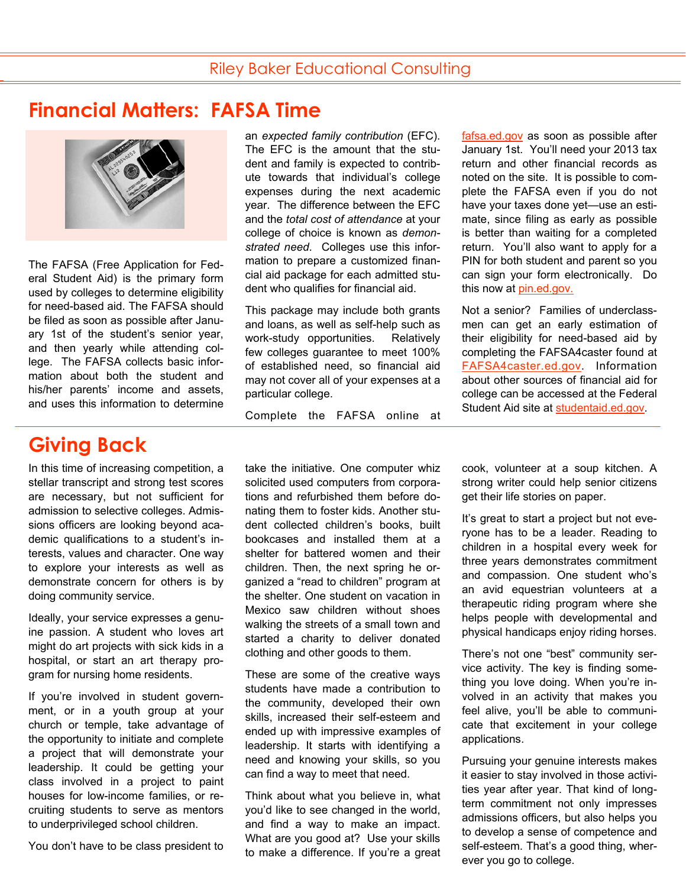# Financial Matters: FAFSA Time

The FAFSA (Free Application for Federal Student Aid) is the primary form used by colleges to determine eligibility for need-based aid. The FAFSA should be filed as soon as possible after January 1st of the student's senior year, and then yearly while attending college. The FAFSA collects basic information about both the student and his/her parents' income and assets, and uses this information to determine an *expected family contribution* (EFC). The EFC is the amount that the student and family is expected to contribute towards that individual's college expenses during the next academic year. The difference between the EFC and the *total cost of attendance* at your college of choice is known as *demonstrated need*. Colleges use this information to prepare a customized financial aid package for each admitted student who qualifies for financial aid.

This package may include both grants and loans, as well as self-help such as work-study opportunities. Relatively few colleges guarantee to meet 100% of established need, so financial aid may not cover all of your expenses at a particular college.

Complete the FAFSA online at fafsa.ed.gov as soon as possible after January 1st. You'll need your 2013 tax return and other financial records as noted on the site. It is possible to complete the FAFSA even if you do not have your taxes done yet—use an estimate, since filing as early as possible is better than waiting for a completed return. You'll also want to apply for a PIN for both student and parent so you can sign your form electronically. Do this now at pin.ed.gov.

Not a senior? Families of underclassmen can get an early estimation of their eligibility for need-based aid by completing the FAFSA4caster found at FAFSA4caster.ed.gov. Information about other sources of financial aid for college can be accessed at the Federal Student Aid site at studentaid.ed.gov.

# Giving Back

In this time of increasing competition, a stellar transcript and strong test scores are necessary, but not sufficient for admission to selective colleges. Admissions officers are looking beyond academic qualifications to a student's interests, values and character. One way to explore your interests as well as demonstrate concern for others is by doing community service.

Ideally, your service expresses a genuine passion. A student who loves art might do art projects with sick kids in a hospital, or start an art therapy program for nursing home residents.

If you're involved in student government, or in a youth group at your church or temple, take advantage of the opportunity to initiate and complete a project that will demonstrate your leadership. It could be getting your class involved in a project to paint houses for low-income families, or recruiting students to serve as mentors to underprivileged school children.

You don't have to be class president to take the initiative. One computer whiz solicited used computers from corporations and refurbished them before donating them to foster kids. Another student collected children's books, built bookcases and installed them at a shelter for battered women and their children. Then, the next spring he organized a "read to children" program at the shelter. One student on vacation in Mexico saw children without shoes walking the streets of a small town and started a charity to deliver donated clothing and other goods to them.

These are some of the creative ways students have made a contribution to the community, developed their own skills, increased their self-esteem and ended up with impressive examples of leadership. It starts with identifying a need and knowing your skills, so you can find a way to meet that need.

Think about what you believe in, what you'd like to see changed in the world, and find a way to make an impact. What are you good at? Use your skills to make a difference. If you're a great cook, volunteer at a soup kitchen. A strong writer could help senior citizens get their life stories on paper.

It's great to start a project but not everyone has to be a leader. Reading to children in a hospital every week for three years demonstrates commitment and compassion. One student who's an avid equestrian volunteers at a therapeutic riding program where she helps people with developmental and physical handicaps enjoy riding horses.

There's not one "best" community service activity. The key is finding something you love doing. When you're involved in an activity that makes you feel alive, you'll be able to communicate that excitement in your college applications.

Pursuing your genuine interests makes it easier to stay involved in those activities year after year. That kind of long-term commitment not only impresses admissions officers, but also helps you to develop a sense of competence and self-esteem. That's a good thing, wherever you go to college.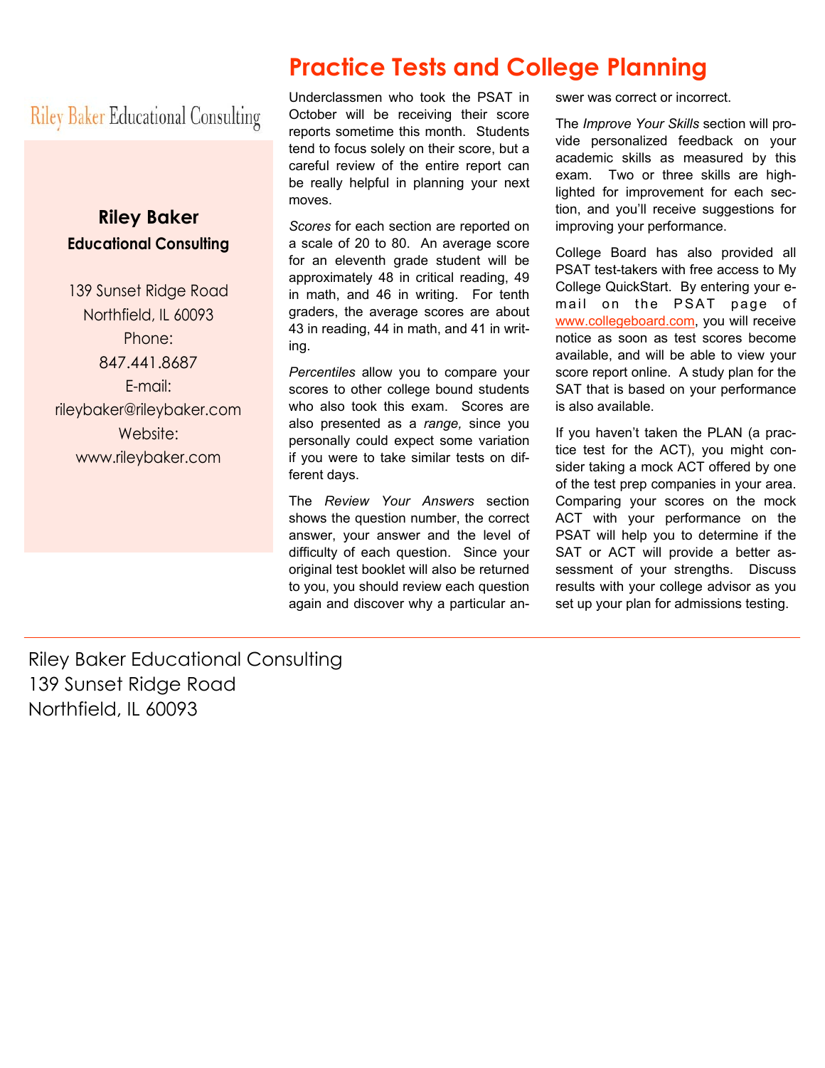Riley Baker Educational Consulting

**Riley Baker**

**Educational Consulting**

139 Sunset Ridge Road
Northfield, IL 60093
Phone:
847.441.8687
E-mail:
rileybaker@rileybaker.com
Website:
www.rileybaker.com

# Practice Tests and College Planning

Underclassmen who took the PSAT in October will be receiving their score reports sometime this month. Students tend to focus solely on their score, but a careful review of the entire report can be really helpful in planning your next moves.

*Scores* for each section are reported on a scale of 20 to 80. An average score for an eleventh grade student will be approximately 48 in critical reading, 49 in math, and 46 in writing. For tenth graders, the average scores are about 43 in reading, 44 in math, and 41 in writing.

*Percentiles* allow you to compare your scores to other college bound students who also took this exam. Scores are also presented as a *range,* since you personally could expect some variation if you were to take similar tests on different days.

The *Review Your Answers* section shows the question number, the correct answer, your answer and the level of difficulty of each question. Since your original test booklet will also be returned to you, you should review each question again and discover why a particular answer was correct or incorrect.

The *Improve Your Skills* section will provide personalized feedback on your academic skills as measured by this exam. Two or three skills are highlighted for improvement for each section, and you'll receive suggestions for improving your performance.

College Board has also provided all PSAT test-takers with free access to My College QuickStart. By entering your e-mail on the PSAT page of www.collegeboard.com, you will receive notice as soon as test scores become available, and will be able to view your score report online. A study plan for the SAT that is based on your performance is also available.

If you haven't taken the PLAN (a practice test for the ACT), you might consider taking a mock ACT offered by one of the test prep companies in your area. Comparing your scores on the mock ACT with your performance on the PSAT will help you to determine if the SAT or ACT will provide a better assessment of your strengths. Discuss results with your college advisor as you set up your plan for admissions testing.

Riley Baker Educational Consulting
139 Sunset Ridge Road
Northfield, IL 60093